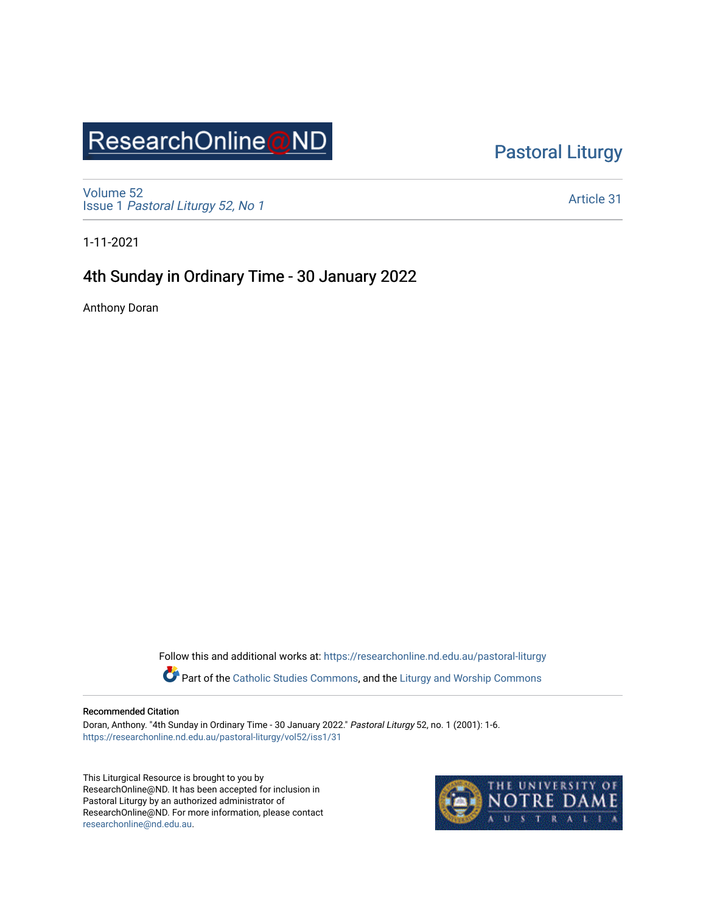ResearchOnline@ND

Pastoral Liturgy

Volume 52
Issue 1 *Pastoral Liturgy 52, No 1*

Article 31

1-11-2021

# 4th Sunday in Ordinary Time - 30 January 2022

Anthony Doran

Follow this and additional works at: https://researchonline.nd.edu.au/pastoral-liturgy

Part of the Catholic Studies Commons, and the Liturgy and Worship Commons

**Recommended Citation**

Doran, Anthony. "4th Sunday in Ordinary Time - 30 January 2022." *Pastoral Liturgy* 52, no. 1 (2001): 1-6.
https://researchonline.nd.edu.au/pastoral-liturgy/vol52/iss1/31

This Liturgical Resource is brought to you by ResearchOnline@ND. It has been accepted for inclusion in Pastoral Liturgy by an authorized administrator of ResearchOnline@ND. For more information, please contact researchonline@nd.edu.au.

THE UNIVERSITY OF NOTRE DAME AUSTRALIA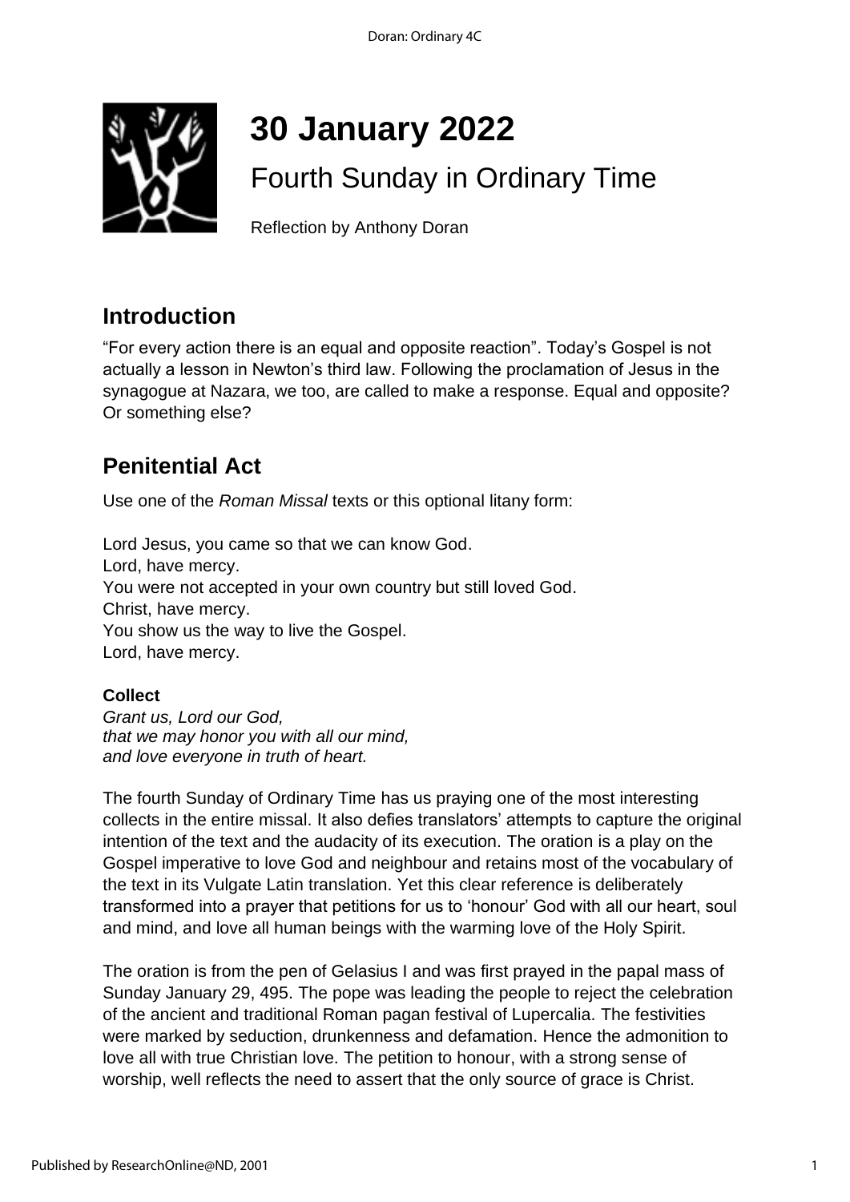# 30 January 2022

## Fourth Sunday in Ordinary Time

Reflection by Anthony Doran

## Introduction

"For every action there is an equal and opposite reaction". Today's Gospel is not actually a lesson in Newton's third law. Following the proclamation of Jesus in the synagogue at Nazara, we too, are called to make a response. Equal and opposite? Or something else?

## Penitential Act

Use one of the *Roman Missal* texts or this optional litany form:

Lord Jesus, you came so that we can know God.
Lord, have mercy.
You were not accepted in your own country but still loved God.
Christ, have mercy.
You show us the way to live the Gospel.
Lord, have mercy.

**Collect**

*Grant us, Lord our God,*
*that we may honor you with all our mind,*
*and love everyone in truth of heart.*

The fourth Sunday of Ordinary Time has us praying one of the most interesting collects in the entire missal. It also defies translators' attempts to capture the original intention of the text and the audacity of its execution. The oration is a play on the Gospel imperative to love God and neighbour and retains most of the vocabulary of the text in its Vulgate Latin translation. Yet this clear reference is deliberately transformed into a prayer that petitions for us to 'honour' God with all our heart, soul and mind, and love all human beings with the warming love of the Holy Spirit.

The oration is from the pen of Gelasius I and was first prayed in the papal mass of Sunday January 29, 495. The pope was leading the people to reject the celebration of the ancient and traditional Roman pagan festival of Lupercalia. The festivities were marked by seduction, drunkenness and defamation. Hence the admonition to love all with true Christian love. The petition to honour, with a strong sense of worship, well reflects the need to assert that the only source of grace is Christ.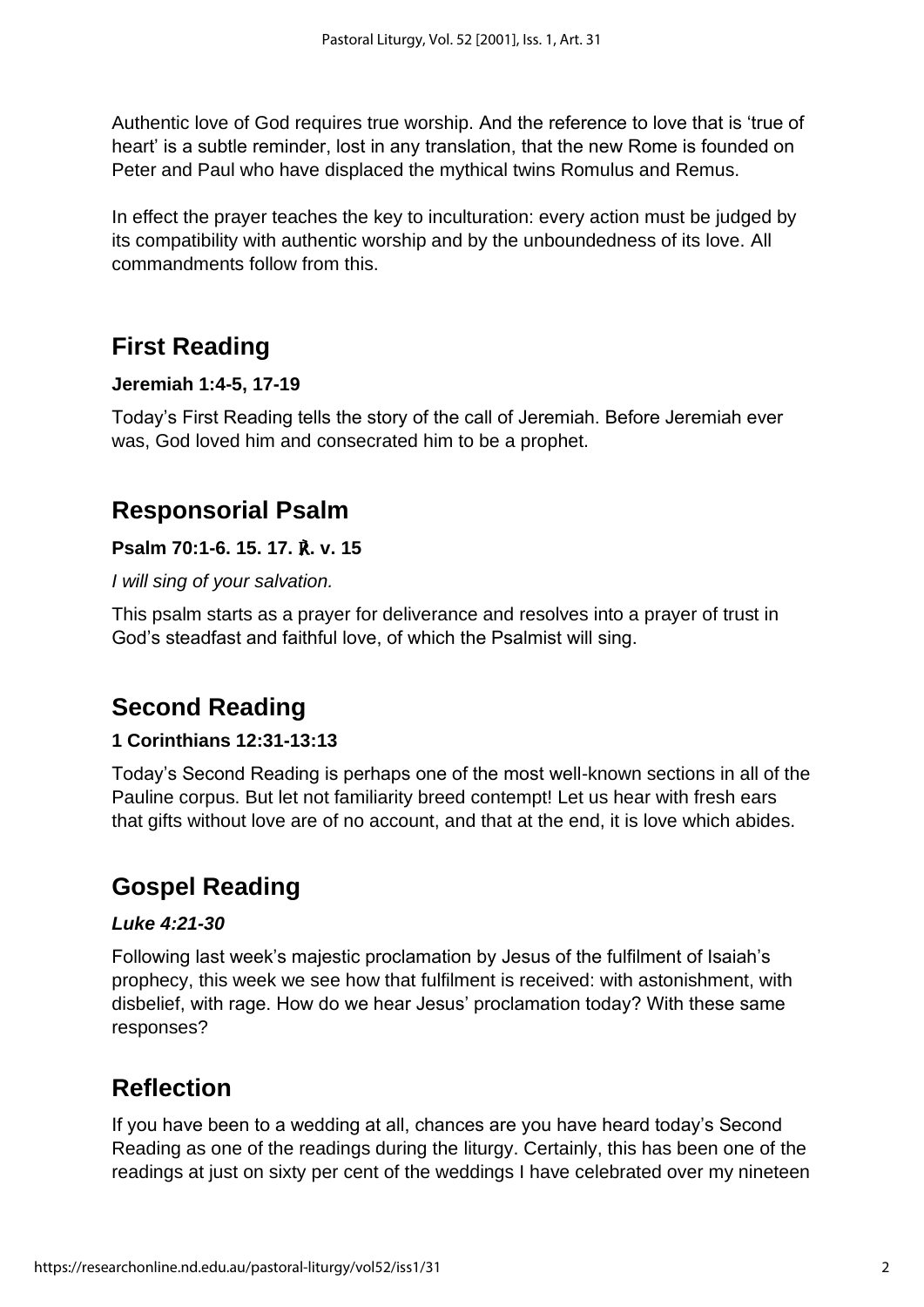Authentic love of God requires true worship. And the reference to love that is 'true of heart' is a subtle reminder, lost in any translation, that the new Rome is founded on Peter and Paul who have displaced the mythical twins Romulus and Remus.

In effect the prayer teaches the key to inculturation: every action must be judged by its compatibility with authentic worship and by the unboundedness of its love. All commandments follow from this.

## First Reading

**Jeremiah 1:4-5, 17-19**

Today's First Reading tells the story of the call of Jeremiah. Before Jeremiah ever was, God loved him and consecrated him to be a prophet.

## Responsorial Psalm

**Psalm 70:1-6. 15. 17. ℟. v. 15**

*I will sing of your salvation.*

This psalm starts as a prayer for deliverance and resolves into a prayer of trust in God's steadfast and faithful love, of which the Psalmist will sing.

## Second Reading

**1 Corinthians 12:31-13:13**

Today's Second Reading is perhaps one of the most well-known sections in all of the Pauline corpus. But let not familiarity breed contempt! Let us hear with fresh ears that gifts without love are of no account, and that at the end, it is love which abides.

## Gospel Reading

***Luke 4:21-30***

Following last week's majestic proclamation by Jesus of the fulfilment of Isaiah's prophecy, this week we see how that fulfilment is received: with astonishment, with disbelief, with rage. How do we hear Jesus' proclamation today? With these same responses?

## Reflection

If you have been to a wedding at all, chances are you have heard today's Second Reading as one of the readings during the liturgy. Certainly, this has been one of the readings at just on sixty per cent of the weddings I have celebrated over my nineteen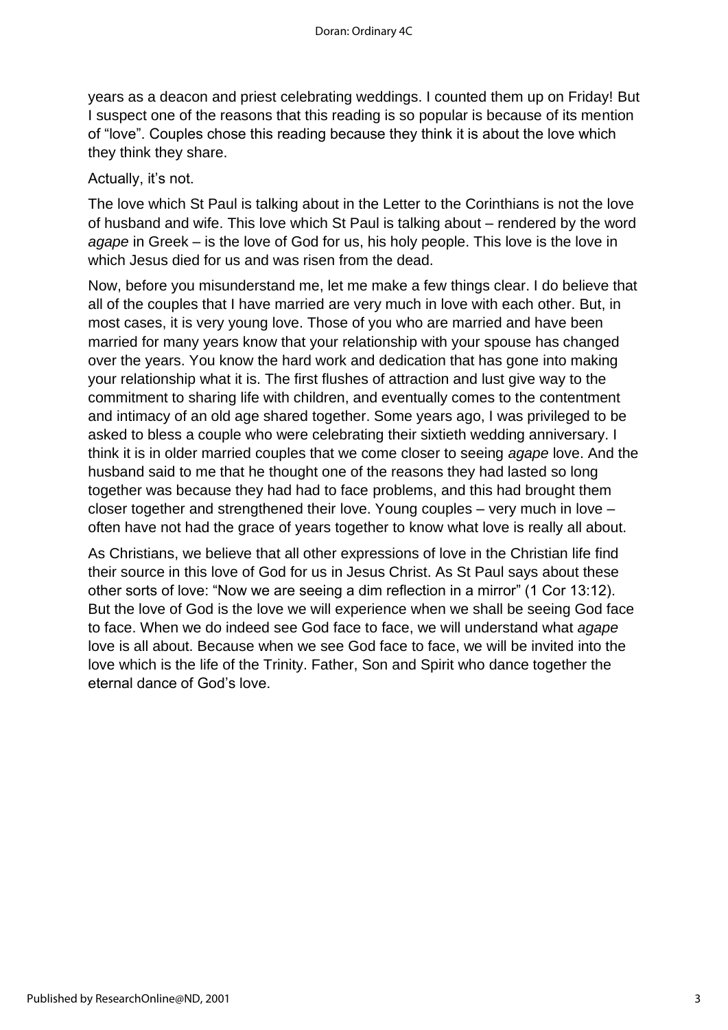years as a deacon and priest celebrating weddings. I counted them up on Friday! But I suspect one of the reasons that this reading is so popular is because of its mention of "love". Couples chose this reading because they think it is about the love which they think they share.

Actually, it's not.

The love which St Paul is talking about in the Letter to the Corinthians is not the love of husband and wife. This love which St Paul is talking about – rendered by the word *agape* in Greek – is the love of God for us, his holy people. This love is the love in which Jesus died for us and was risen from the dead.

Now, before you misunderstand me, let me make a few things clear. I do believe that all of the couples that I have married are very much in love with each other. But, in most cases, it is very young love. Those of you who are married and have been married for many years know that your relationship with your spouse has changed over the years. You know the hard work and dedication that has gone into making your relationship what it is. The first flushes of attraction and lust give way to the commitment to sharing life with children, and eventually comes to the contentment and intimacy of an old age shared together. Some years ago, I was privileged to be asked to bless a couple who were celebrating their sixtieth wedding anniversary. I think it is in older married couples that we come closer to seeing *agape* love. And the husband said to me that he thought one of the reasons they had lasted so long together was because they had had to face problems, and this had brought them closer together and strengthened their love. Young couples – very much in love – often have not had the grace of years together to know what love is really all about.

As Christians, we believe that all other expressions of love in the Christian life find their source in this love of God for us in Jesus Christ. As St Paul says about these other sorts of love: "Now we are seeing a dim reflection in a mirror" (1 Cor 13:12). But the love of God is the love we will experience when we shall be seeing God face to face. When we do indeed see God face to face, we will understand what *agape* love is all about. Because when we see God face to face, we will be invited into the love which is the life of the Trinity. Father, Son and Spirit who dance together the eternal dance of God's love.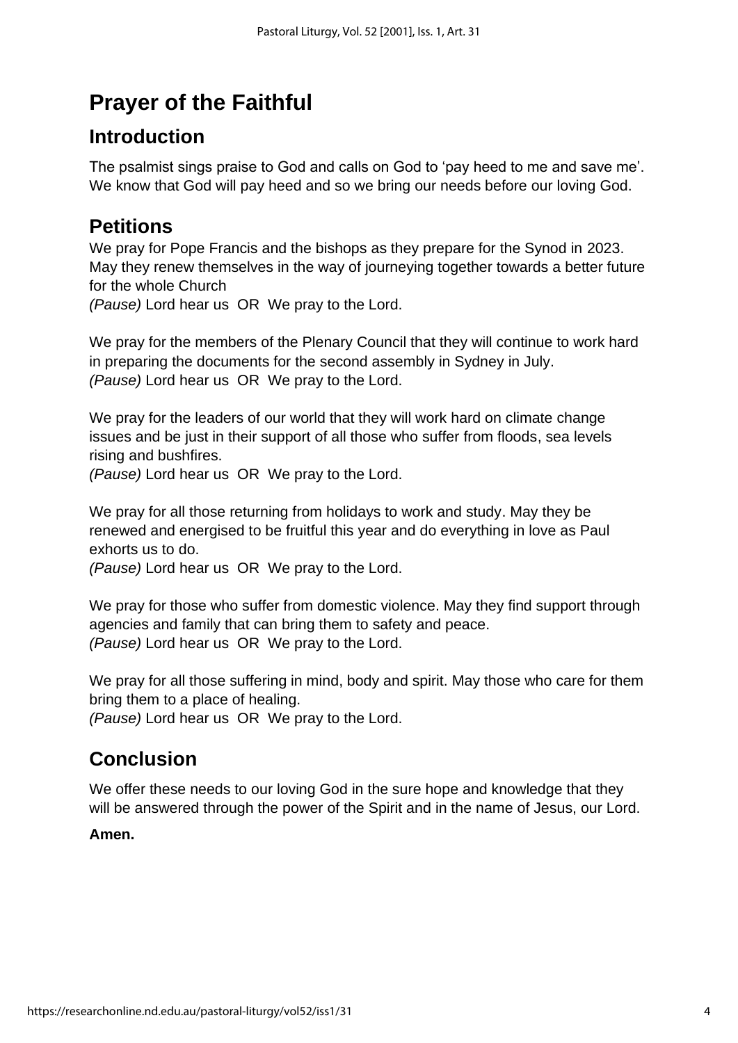# Prayer of the Faithful

## Introduction

The psalmist sings praise to God and calls on God to 'pay heed to me and save me'. We know that God will pay heed and so we bring our needs before our loving God.

## Petitions

We pray for Pope Francis and the bishops as they prepare for the Synod in 2023. May they renew themselves in the way of journeying together towards a better future for the whole Church
*(Pause)* Lord hear us OR We pray to the Lord.

We pray for the members of the Plenary Council that they will continue to work hard in preparing the documents for the second assembly in Sydney in July.
*(Pause)* Lord hear us OR We pray to the Lord.

We pray for the leaders of our world that they will work hard on climate change issues and be just in their support of all those who suffer from floods, sea levels rising and bushfires.
*(Pause)* Lord hear us OR We pray to the Lord.

We pray for all those returning from holidays to work and study. May they be renewed and energised to be fruitful this year and do everything in love as Paul exhorts us to do.
*(Pause)* Lord hear us OR We pray to the Lord.

We pray for those who suffer from domestic violence. May they find support through agencies and family that can bring them to safety and peace.
*(Pause)* Lord hear us OR We pray to the Lord.

We pray for all those suffering in mind, body and spirit. May those who care for them bring them to a place of healing.
*(Pause)* Lord hear us OR We pray to the Lord.

## Conclusion

We offer these needs to our loving God in the sure hope and knowledge that they will be answered through the power of the Spirit and in the name of Jesus, our Lord.

**Amen.**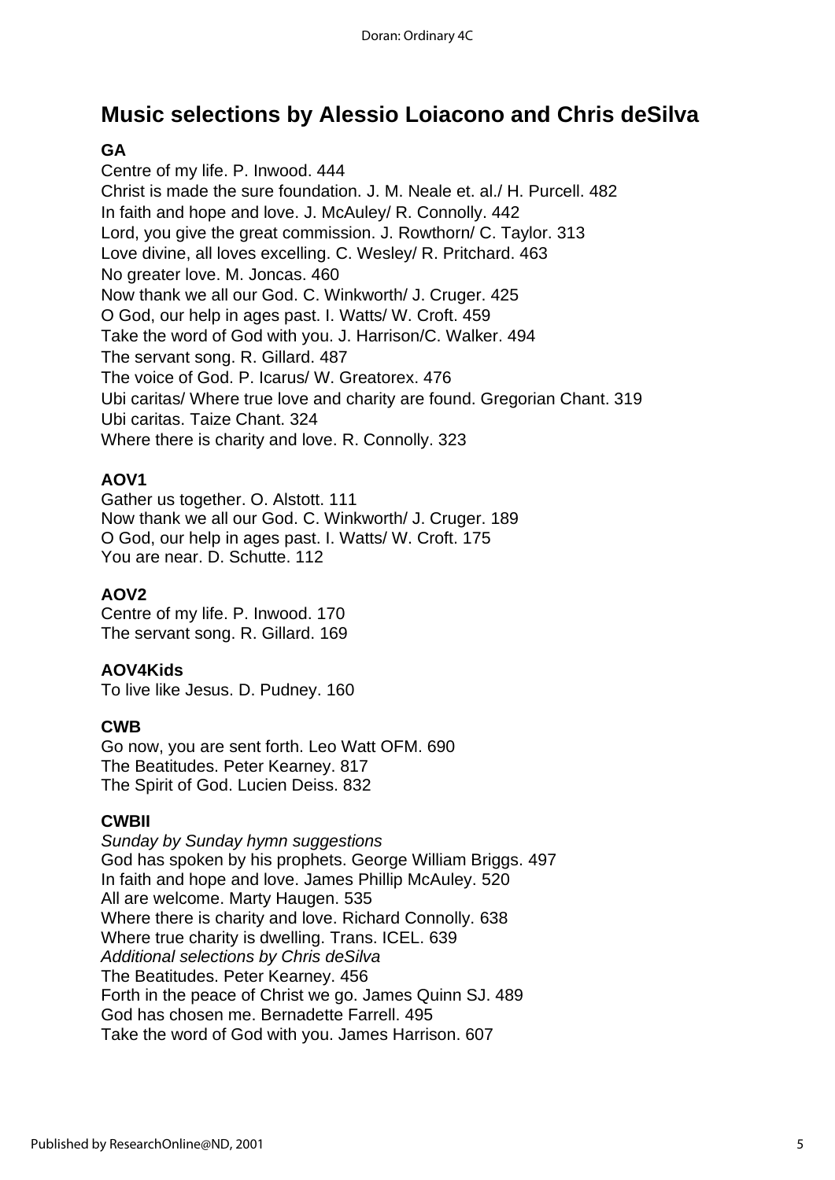## Music selections by Alessio Loiacono and Chris deSilva

**GA**

Centre of my life. P. Inwood. 444
Christ is made the sure foundation. J. M. Neale et. al./ H. Purcell. 482
In faith and hope and love. J. McAuley/ R. Connolly. 442
Lord, you give the great commission. J. Rowthorn/ C. Taylor. 313
Love divine, all loves excelling. C. Wesley/ R. Pritchard. 463
No greater love. M. Joncas. 460
Now thank we all our God. C. Winkworth/ J. Cruger. 425
O God, our help in ages past. I. Watts/ W. Croft. 459
Take the word of God with you. J. Harrison/C. Walker. 494
The servant song. R. Gillard. 487
The voice of God. P. Icarus/ W. Greatorex. 476
Ubi caritas/ Where true love and charity are found. Gregorian Chant. 319
Ubi caritas. Taize Chant. 324
Where there is charity and love. R. Connolly. 323

**AOV1**

Gather us together. O. Alstott. 111
Now thank we all our God. C. Winkworth/ J. Cruger. 189
O God, our help in ages past. I. Watts/ W. Croft. 175
You are near. D. Schutte. 112

**AOV2**

Centre of my life. P. Inwood. 170
The servant song. R. Gillard. 169

**AOV4Kids**

To live like Jesus. D. Pudney. 160

**CWB**

Go now, you are sent forth. Leo Watt OFM. 690
The Beatitudes. Peter Kearney. 817
The Spirit of God. Lucien Deiss. 832

**CWBII**

*Sunday by Sunday hymn suggestions*
God has spoken by his prophets. George William Briggs. 497
In faith and hope and love. James Phillip McAuley. 520
All are welcome. Marty Haugen. 535
Where there is charity and love. Richard Connolly. 638
Where true charity is dwelling. Trans. ICEL. 639
*Additional selections by Chris deSilva*
The Beatitudes. Peter Kearney. 456
Forth in the peace of Christ we go. James Quinn SJ. 489
God has chosen me. Bernadette Farrell. 495
Take the word of God with you. James Harrison. 607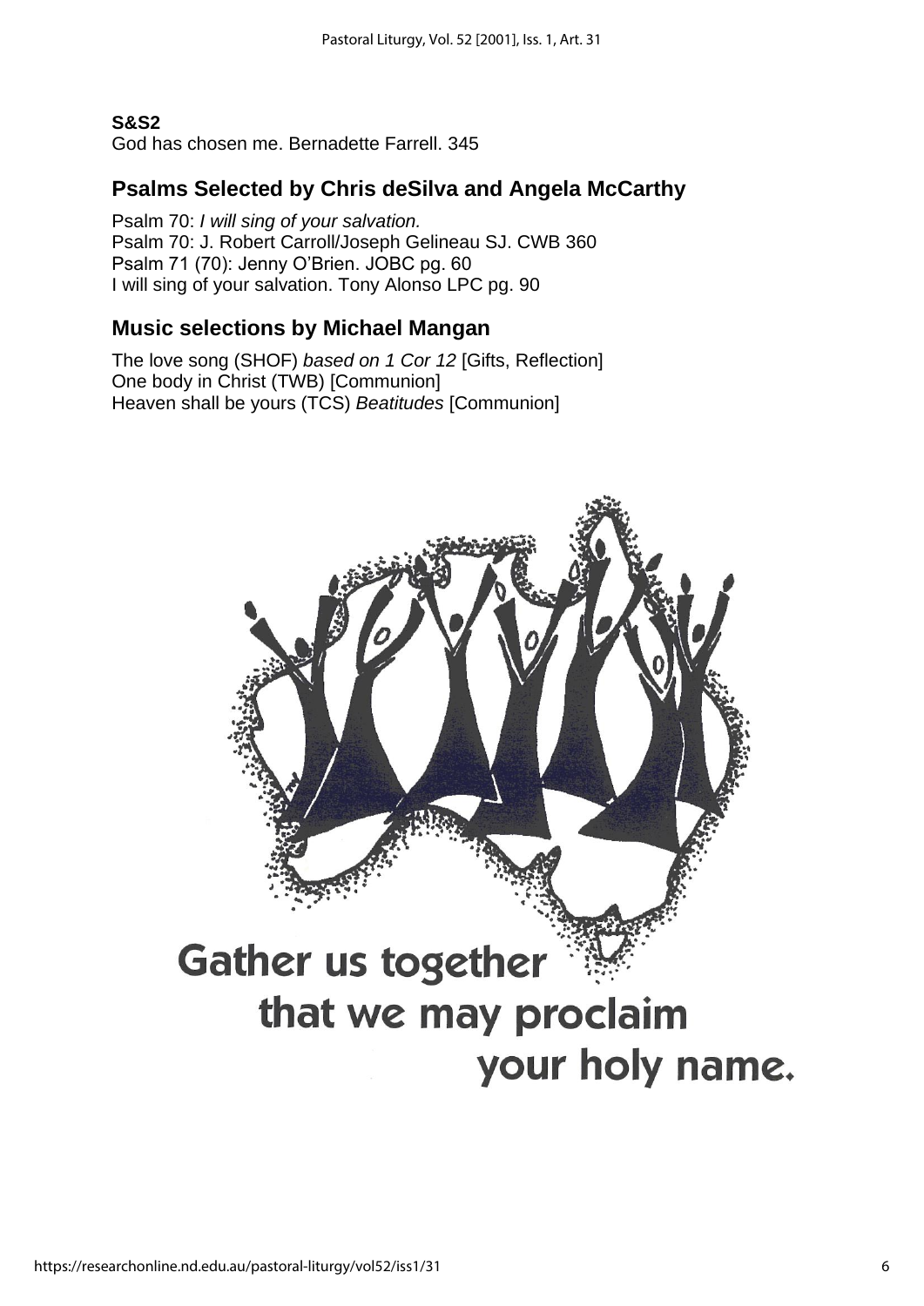**S&S2**

God has chosen me. Bernadette Farrell. 345

## Psalms Selected by Chris deSilva and Angela McCarthy

Psalm 70: *I will sing of your salvation.*
Psalm 70: J. Robert Carroll/Joseph Gelineau SJ. CWB 360
Psalm 71 (70): Jenny O'Brien. JOBC pg. 60
I will sing of your salvation. Tony Alonso LPC pg. 90

## Music selections by Michael Mangan

The love song (SHOF) *based on 1 Cor 12* [Gifts, Reflection]
One body in Christ (TWB) [Communion]
Heaven shall be yours (TCS) *Beatitudes* [Communion]

Gather us together
that we may proclaim
your holy name.